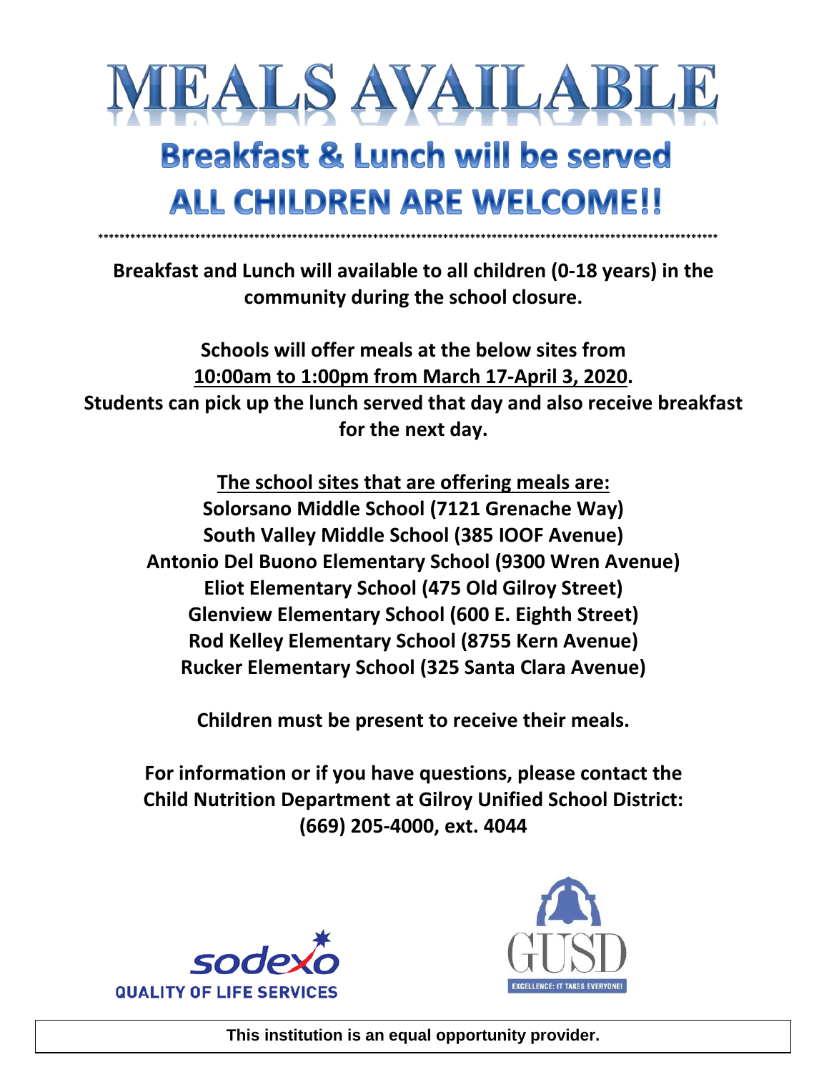# MEALS AVAILABLE

## Breakfast & Lunch will be served

## ALL CHILDREN ARE WELCOME!!

\*\*\*\*\*\*\*\*\*\*\*\*\*\*\*\*\*\*\*\*\*\*\*\*\*\*\*\*\*\*\*\*\*\*\*\*\*\*\*\*\*\*\*\*\*\*\*\*\*\*\*\*\*\*\*\*\*\*\*\*\*\*\*\*\*\*\*\*\*\*\*\*\*\*\*\*\*\*\*\*\*\*\*\*\*\*\*\*\*\*\*\*\*\*\*\*\*\*\*\*\*\*\*\*\*\*\*\*\*\*\*\*\*\*\*\*\*\*

**Breakfast and Lunch will available to all children (0-18 years) in the community during the school closure.**

**Schools will offer meals at the below sites from <u>10:00am to 1:00pm from March 17-April 3, 2020</u>. Students can pick up the lunch served that day and also receive breakfast for the next day.**

**<u>The school sites that are offering meals are:</u>**

**Solorsano Middle School (7121 Grenache Way)**
**South Valley Middle School (385 IOOF Avenue)**
**Antonio Del Buono Elementary School (9300 Wren Avenue)**
**Eliot Elementary School (475 Old Gilroy Street)**
**Glenview Elementary School (600 E. Eighth Street)**
**Rod Kelley Elementary School (8755 Kern Avenue)**
**Rucker Elementary School (325 Santa Clara Avenue)**

**Children must be present to receive their meals.**

**For information or if you have questions, please contact the Child Nutrition Department at Gilroy Unified School District: (669) 205-4000, ext. 4044**

sodexo
QUALITY OF LIFE SERVICES

GUSD
EXCELLENCE: IT TAKES EVERYONE!

**This institution is an equal opportunity provider.**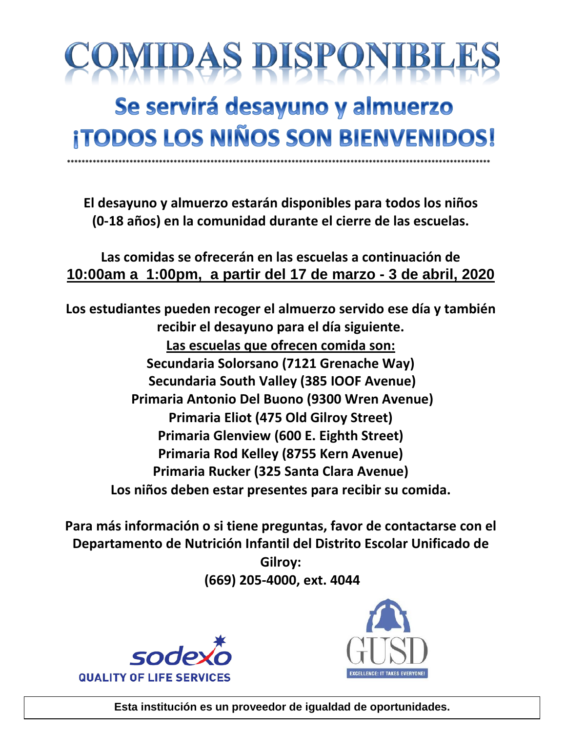# COMIDAS DISPONIBLES

## Se servirá desayuno y almuerzo

## ¡TODOS LOS NIÑOS SON BIENVENIDOS!

\*\*\*\*\*\*\*\*\*\*\*\*\*\*\*\*\*\*\*\*\*\*\*\*\*\*\*\*\*\*\*\*\*\*\*\*\*\*\*\*\*\*\*\*\*\*\*\*\*\*\*\*\*\*\*\*\*\*\*\*\*\*\*\*\*\*\*\*\*\*\*\*\*\*\*\*\*\*\*\*\*\*\*\*\*\*\*\*\*\*\*\*\*\*\*\*\*\*\*\*\*\*\*\*\*\*\*\*\*\*

**El desayuno y almuerzo estarán disponibles para todos los niños (0-18 años) en la comunidad durante el cierre de las escuelas.**

**Las comidas se ofrecerán en las escuelas a continuación de**
**<u>10:00am a 1:00pm, a partir del 17 de marzo - 3 de abril, 2020</u>**

**Los estudiantes pueden recoger el almuerzo servido ese día y también recibir el desayuno para el día siguiente.**

**<u>Las escuelas que ofrecen comida son:</u>**

**Secundaria Solorsano (7121 Grenache Way)**
**Secundaria South Valley (385 IOOF Avenue)**
**Primaria Antonio Del Buono (9300 Wren Avenue)**
**Primaria Eliot (475 Old Gilroy Street)**
**Primaria Glenview (600 E. Eighth Street)**
**Primaria Rod Kelley (8755 Kern Avenue)**
**Primaria Rucker (325 Santa Clara Avenue)**

**Los niños deben estar presentes para recibir su comida.**

**Para más información o si tiene preguntas, favor de contactarse con el Departamento de Nutrición Infantil del Distrito Escolar Unificado de Gilroy:**
**(669) 205-4000, ext. 4044**

sodexo
QUALITY OF LIFE SERVICES

GUSD
EXCELLENCE: IT TAKES EVERYONE!

**Esta institución es un proveedor de igualdad de oportunidades.**